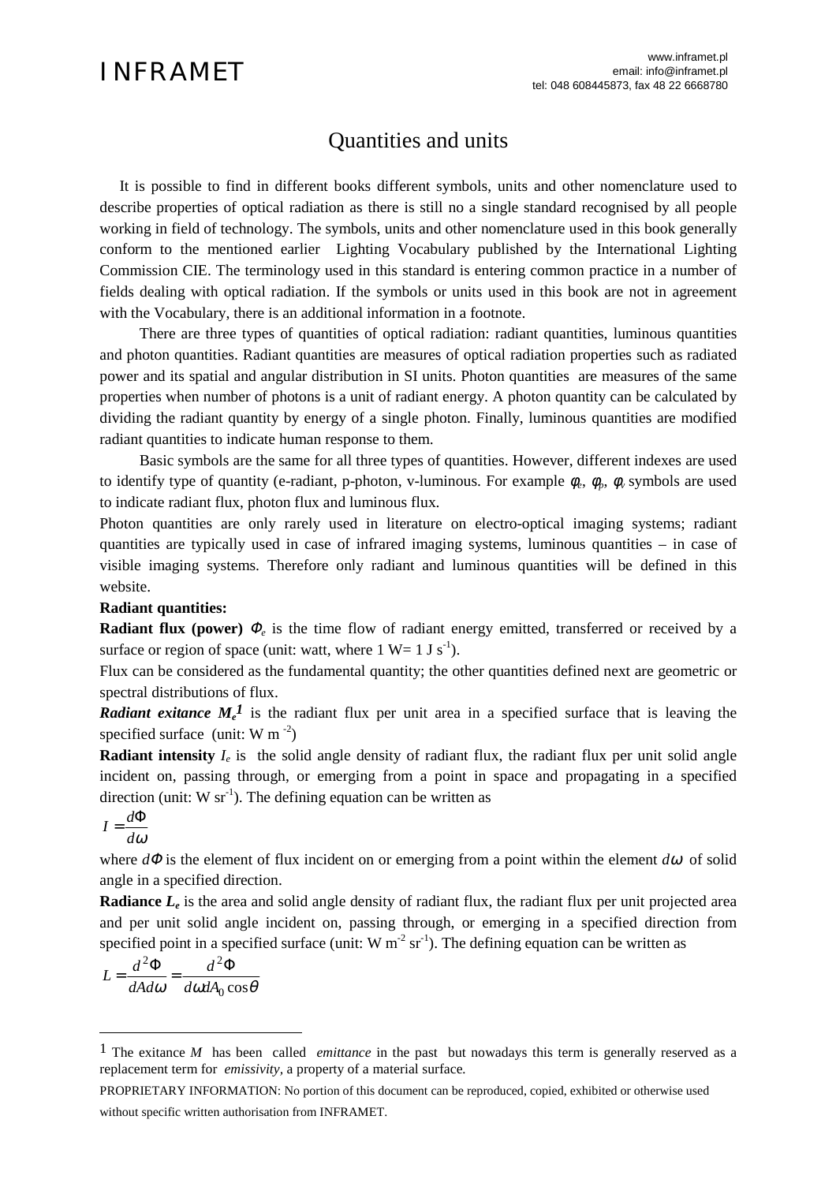# Quantities and units

It is possible to find in different books different symbols, units and other nomenclature used to describe properties of optical radiation as there is still no a single standard recognised by all people working in field of technology. The symbols, units and other nomenclature used in this book generally conform to the mentioned earlier Lighting Vocabulary published by the International Lighting Commission CIE. The terminology used in this standard is entering common practice in a number of fields dealing with optical radiation. If the symbols or units used in this book are not in agreement with the Vocabulary, there is an additional information in a footnote.

There are three types of quantities of optical radiation: radiant quantities, luminous quantities and photon quantities. Radiant quantities are measures of optical radiation properties such as radiated power and its spatial and angular distribution in SI units. Photon quantities are measures of the same properties when number of photons is a unit of radiant energy. A photon quantity can be calculated by dividing the radiant quantity by energy of a single photon. Finally, luminous quantities are modified radiant quantities to indicate human response to them.

Basic symbols are the same for all three types of quantities. However, different indexes are used to identify type of quantity (e-radiant, p-photon, v-luminous. For example $\phi_e$, $\phi_p$, $\phi_v$ symbols are used to indicate radiant flux, photon flux and luminous flux.

Photon quantities are only rarely used in literature on electro-optical imaging systems; radiant quantities are typically used in case of infrared imaging systems, luminous quantities – in case of visible imaging systems. Therefore only radiant and luminous quantities will be defined in this website.

**Radiant quantities:**

**Radiant flux (power)** $\Phi_e$ is the time flow of radiant energy emitted, transferred or received by a surface or region of space (unit: watt, where 1 W= 1 J $s^{-1}$).

Flux can be considered as the fundamental quantity; the other quantities defined next are geometric or spectral distributions of flux.

***Radiant exitance*** $M_e$[1] is the radiant flux per unit area in a specified surface that is leaving the specified surface (unit: W $m^{-2}$)

**Radiant intensity** $I_e$ is the solid angle density of radiant flux, the radiant flux per unit solid angle incident on, passing through, or emerging from a point in space and propagating in a specified direction (unit: W $sr^{-1}$). The defining equation can be written as

$$I = \frac{d\Phi}{d\omega}$$

where $d\Phi$ is the element of flux incident on or emerging from a point within the element $d\omega$ of solid angle in a specified direction.

**Radiance** $L_e$ is the area and solid angle density of radiant flux, the radiant flux per unit projected area and per unit solid angle incident on, passing through, or emerging in a specified direction from specified point in a specified surface (unit: W $m^{-2}$ $sr^{-1}$). The defining equation can be written as

$$L = \frac{d^2\Phi}{dAd\omega} = \frac{d^2\Phi}{d\omega dA_0 \cos\theta}$$

---

[1] The exitance $M$ has been called *emittance* in the past but nowadays this term is generally reserved as a replacement term for *emissivity,* a property of a material surface.

PROPRIETARY INFORMATION: No portion of this document can be reproduced, copied, exhibited or otherwise used without specific written authorisation from INFRAMET.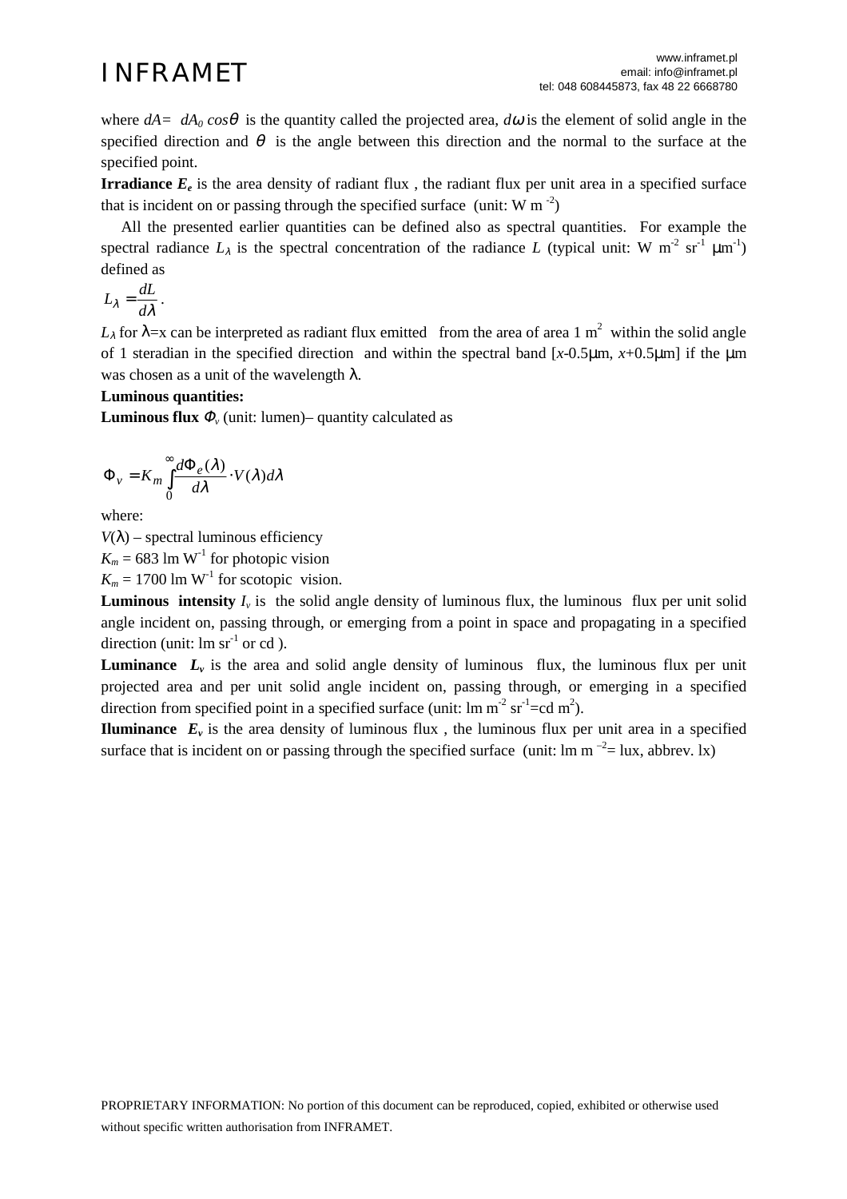where $dA= dA_0 \cos\theta$ is the quantity called the projected area, $d\omega$ is the element of solid angle in the specified direction and $\theta$ is the angle between this direction and the normal to the surface at the specified point.

**Irradiance $E_e$** is the area density of radiant flux , the radiant flux per unit area in a specified surface that is incident on or passing through the specified surface (unit: W m $^{-2}$)

All the presented earlier quantities can be defined also as spectral quantities. For example the spectral radiance $L_\lambda$ is the spectral concentration of the radiance $L$ (typical unit: W m$^{-2}$ sr$^{-1}$ μm$^{-1}$) defined as

$$L_\lambda = \frac{dL}{d\lambda}.$$

$L_\lambda$ for $\lambda$=x can be interpreted as radiant flux emitted from the area of area 1 m$^2$ within the solid angle of 1 steradian in the specified direction and within the spectral band [$x$-0.5μm, $x$+0.5μm] if the μm was chosen as a unit of the wavelength $\lambda$.

**Luminous quantities:**

**Luminous flux** $\Phi_v$ (unit: lumen)– quantity calculated as

$$\Phi_v = K_m \int_0^\infty \frac{d\Phi_e(\lambda)}{d\lambda} \cdot V(\lambda) d\lambda$$

where:

$V(\lambda)$ – spectral luminous efficiency

$K_m$ = 683 lm W$^{-1}$ for photopic vision

$K_m$ = 1700 lm W$^{-1}$ for scotopic vision.

**Luminous intensity** $I_v$ is the solid angle density of luminous flux, the luminous flux per unit solid angle incident on, passing through, or emerging from a point in space and propagating in a specified direction (unit: lm sr$^{-1}$ or cd ).

**Luminance $L_v$** is the area and solid angle density of luminous flux, the luminous flux per unit projected area and per unit solid angle incident on, passing through, or emerging in a specified direction from specified point in a specified surface (unit: lm m$^{-2}$ sr$^{-1}$=cd m$^2$).

**Iluminance $E_v$** is the area density of luminous flux , the luminous flux per unit area in a specified surface that is incident on or passing through the specified surface (unit: lm m $^{-2}$= lux, abbrev. lx)